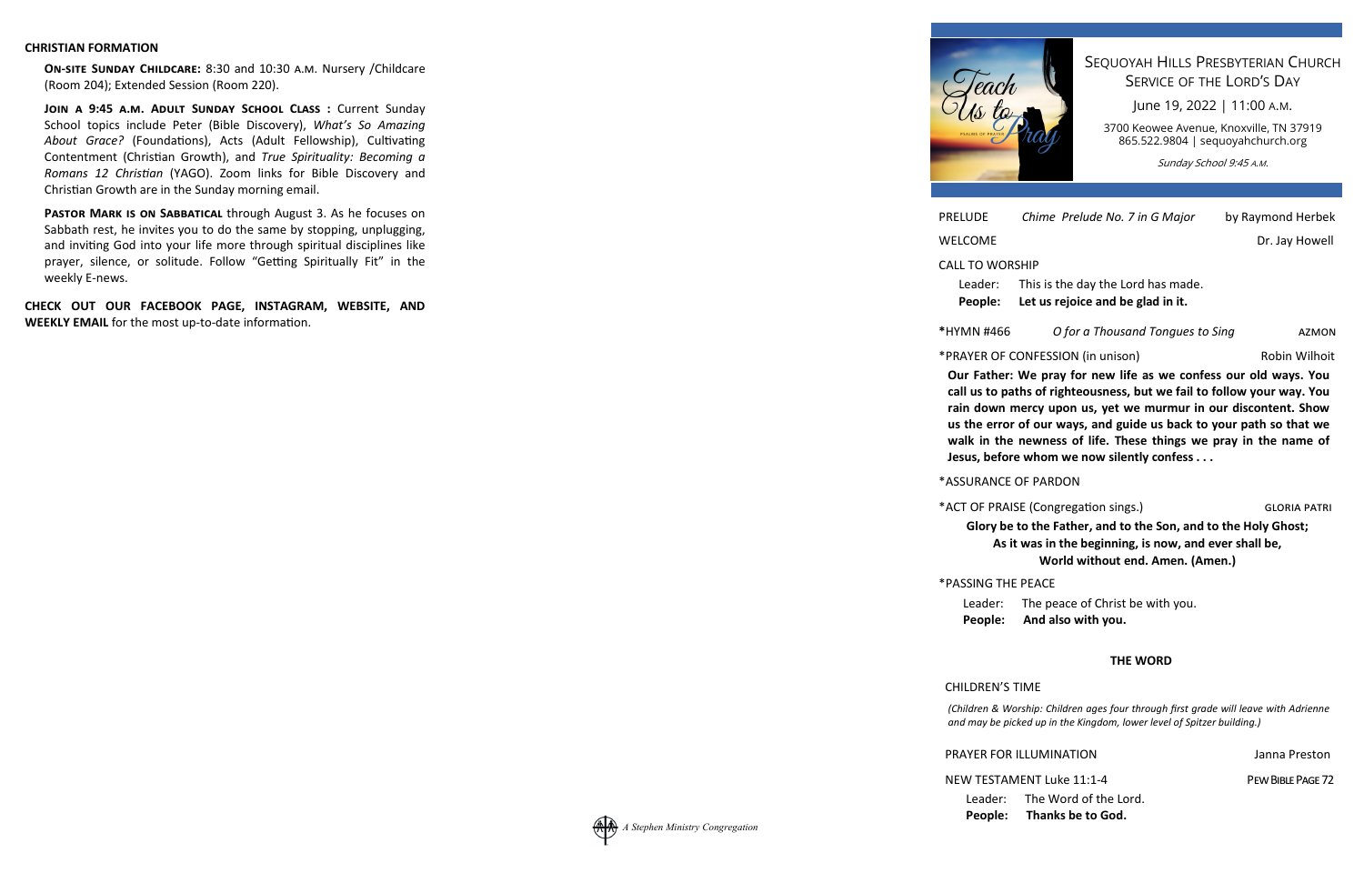**CHRISTIAN FORMATION**

**ON-SITE SUNDAY CHILDCARE:** 8:30 and 10:30 A.M. Nursery /Childcare (Room 204); Extended Session (Room 220).

**JOIN A 9:45 A.M. ADULT SUNDAY SCHOOL CLASS :** Current Sunday School topics include Peter (Bible Discovery), *What's So Amazing About Grace?* (Foundations), Acts (Adult Fellowship), Cultivating Contentment (Christian Growth), and *True Spirituality: Becoming a Romans 12 Christian* (YAGO). Zoom links for Bible Discovery and Christian Growth are in the Sunday morning email.

**PASTOR MARK IS ON SABBATICAL** through August 3. As he focuses on Sabbath rest, he invites you to do the same by stopping, unplugging, and inviting God into your life more through spiritual disciplines like prayer, silence, or solitude. Follow "Getting Spiritually Fit" in the weekly E-news.

**CHECK OUT OUR FACEBOOK PAGE, INSTAGRAM, WEBSITE, AND WEEKLY EMAIL** for the most up-to-date information.

*A Stephen Ministry Congregation*

Teach Us to Pray

PSALMS OF PRAYER

# SEQUOYAH HILLS PRESBYTERIAN CHURCH
## SERVICE OF THE LORD'S DAY

June 19, 2022 | 11:00 A.M.

3700 Keowee Avenue, Knoxville, TN 37919
865.522.9804 | sequoyahchurch.org

*Sunday School 9:45 A.M.*

PRELUDE *Chime Prelude No. 7 in G Major* by Raymond Herbek

WELCOME Dr. Jay Howell

CALL TO WORSHIP

Leader: This is the day the Lord has made.
**People: Let us rejoice and be glad in it.**

*HYMN #466 *O for a Thousand Tongues to Sing* AZMON

*PRAYER OF CONFESSION (in unison) Robin Wilhoit

**Our Father: We pray for new life as we confess our old ways. You call us to paths of righteousness, but we fail to follow your way. You rain down mercy upon us, yet we murmur in our discontent. Show us the error of our ways, and guide us back to your path so that we walk in the newness of life. These things we pray in the name of Jesus, before whom we now silently confess . . .**

*ASSURANCE OF PARDON

*ACT OF PRAISE (Congregation sings.) GLORIA PATRI

**Glory be to the Father, and to the Son, and to the Holy Ghost;
As it was in the beginning, is now, and ever shall be,
World without end. Amen. (Amen.)**

*PASSING THE PEACE

Leader: The peace of Christ be with you.
**People: And also with you.**

### THE WORD

CHILDREN'S TIME

*(Children & Worship: Children ages four through first grade will leave with Adrienne and may be picked up in the Kingdom, lower level of Spitzer building.)*

PRAYER FOR ILLUMINATION Janna Preston

NEW TESTAMENT Luke 11:1-4 PEW BIBLE PAGE 72

Leader: The Word of the Lord.
**People: Thanks be to God.**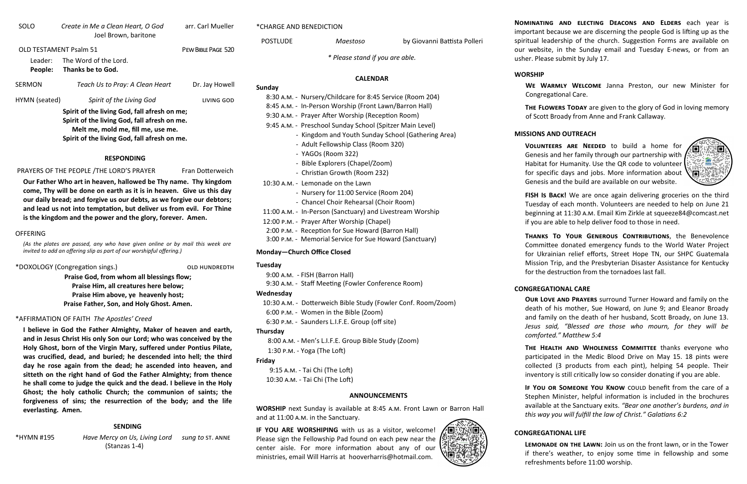SOLO *Create in Me a Clean Heart, O God* arr. Carl Mueller
Joel Brown, baritone

OLD TESTAMENT Psalm 51 PEW BIBLE PAGE 520

Leader: The Word of the Lord.
**People: Thanks be to God.**

SERMON *Teach Us to Pray: A Clean Heart* Dr. Jay Howell

HYMN (seated) *Spirit of the Living God* LIVING GOD

**Spirit of the living God, fall afresh on me;**
**Spirit of the living God, fall afresh on me.**
**Melt me, mold me, fill me, use me.**
**Spirit of the living God, fall afresh on me.**

## RESPONDING

PRAYERS OF THE PEOPLE /THE LORD'S PRAYER Fran Dotterweich

**Our Father Who art in heaven, hallowed be Thy name. Thy kingdom come, Thy will be done on earth as it is in heaven. Give us this day our daily bread; and forgive us our debts, as we forgive our debtors; and lead us not into temptation, but deliver us from evil. For Thine is the kingdom and the power and the glory, forever. Amen.**

OFFERING

*(As the plates are passed, any who have given online or by mail this week are invited to add an offering slip as part of our worshipful offering.)*

*DOXOLOGY (Congregation sings.) OLD HUNDREDTH

**Praise God, from whom all blessings flow;**
**Praise Him, all creatures here below;**
**Praise Him above, ye heavenly host;**
**Praise Father, Son, and Holy Ghost. Amen.**

*AFFIRMATION OF FAITH *The Apostles' Creed*

**I believe in God the Father Almighty, Maker of heaven and earth, and in Jesus Christ His only Son our Lord; who was conceived by the Holy Ghost, born of the Virgin Mary, suffered under Pontius Pilate, was crucified, dead, and buried; he descended into hell; the third day he rose again from the dead; he ascended into heaven, and sitteth on the right hand of God the Father Almighty; from thence he shall come to judge the quick and the dead. I believe in the Holy Ghost; the holy catholic Church; the communion of saints; the forgiveness of sins; the resurrection of the body; and the life everlasting. Amen.**

## SENDING

*HYMN #195 *Have Mercy on Us, Living Lord* *sung to* ST. ANNE
(Stanzas 1-4)

*CHARGE AND BENEDICTION

POSTLUDE *Maestoso* by Giovanni Battista Polleri

*\* Please stand if you are able.*

## CALENDAR

**Sunday**

- 8:30 A.M. - Nursery/Childcare for 8:45 Service (Room 204)
- 8:45 A.M. - In-Person Worship (Front Lawn/Barron Hall)
- 9:30 A.M. - Prayer After Worship (Reception Room)
- 9:45 A.M. - Preschool Sunday School (Spitzer Main Level)
  - Kingdom and Youth Sunday School (Gathering Area)
  - Adult Fellowship Class (Room 320)
  - YAGOs (Room 322)
  - Bible Explorers (Chapel/Zoom)
  - Christian Growth (Room 232)
- 10:30 A.M. - Lemonade on the Lawn
  - Nursery for 11:00 Service (Room 204)
  - Chancel Choir Rehearsal (Choir Room)
- 11:00 A.M. - In-Person (Sanctuary) and Livestream Worship
- 12:00 P.M. - Prayer After Worship (Chapel)
- 2:00 P.M. - Reception for Sue Howard (Barron Hall)
- 3:00 P.M. - Memorial Service for Sue Howard (Sanctuary)

**Monday—Church Office Closed**

**Tuesday**

- 9:00 A.M. - FISH (Barron Hall)
- 9:30 A.M. - Staff Meeting (Fowler Conference Room)

**Wednesday**

- 10:30 A.M. - Dotterweich Bible Study (Fowler Conf. Room/Zoom)
- 6:00 P.M. - Women in the Bible (Zoom)
- 6:30 P.M. - Saunders L.I.F.E. Group (off site)

**Thursday**

- 8:00 A.M. - Men's L.I.F.E. Group Bible Study (Zoom)
- 1:30 P.M. - Yoga (The Loft)

**Friday**

- 9:15 A.M. - Tai Chi (The Loft)
- 10:30 A.M. - Tai Chi (The Loft)

## ANNOUNCEMENTS

**WORSHIP** next Sunday is available at 8:45 A.M. Front Lawn or Barron Hall and at 11:00 A.M. in the Sanctuary.

**IF YOU ARE WORSHIPING** with us as a visitor, welcome! Please sign the Fellowship Pad found on each pew near the center aisle. For more information about any of our ministries, email Will Harris at hooverharris@hotmail.com.

**NOMINATING AND ELECTING DEACONS AND ELDERS** each year is important because we are discerning the people God is lifting up as the spiritual leadership of the church. Suggestion Forms are available on our website, in the Sunday email and Tuesday E-news, or from an usher. Please submit by July 17.

### WORSHIP

**WE WARMLY WELCOME** Janna Preston, our new Minister for Congregational Care.

**THE FLOWERS TODAY** are given to the glory of God in loving memory of Scott Broady from Anne and Frank Callaway.

### MISSIONS AND OUTREACH

**VOLUNTEERS ARE NEEDED** to build a home for Genesis and her family through our partnership with Habitat for Humanity. Use the QR code to volunteer for specific days and jobs. More information about Genesis and the build are available on our website.

**FISH IS BACK!** We are once again delivering groceries on the third Tuesday of each month. Volunteers are needed to help on June 21 beginning at 11:30 A.M. Email Kim Zirkle at squeeze84@comcast.net if you are able to help deliver food to those in need.

**THANKS TO YOUR GENEROUS CONTRIBUTIONS**, the Benevolence Committee donated emergency funds to the World Water Project for Ukrainian relief efforts, Street Hope TN, our SHPC Guatemala Mission Trip, and the Presbyterian Disaster Assistance for Kentucky for the destruction from the tornadoes last fall.

### CONGREGATIONAL CARE

**OUR LOVE AND PRAYERS** surround Turner Howard and family on the death of his mother, Sue Howard, on June 9; and Eleanor Broady and family on the death of her husband, Scott Broady, on June 13. *Jesus said, "Blessed are those who mourn, for they will be comforted." Matthew 5:4*

**THE HEALTH AND WHOLENESS COMMITTEE** thanks everyone who participated in the Medic Blood Drive on May 15. 18 pints were collected (3 products from each pint), helping 54 people. Their inventory is still critically low so consider donating if you are able.

**IF YOU OR SOMEONE YOU KNOW** COULD benefit from the care of a Stephen Minister, helpful information is included in the brochures available at the Sanctuary exits. *"Bear one another's burdens, and in this way you will fulfill the law of Christ." Galatians 6:2*

### CONGREGATIONAL LIFE

**LEMONADE ON THE LAWN:** Join us on the front lawn, or in the Tower if there's weather, to enjoy some time in fellowship and some refreshments before 11:00 worship.